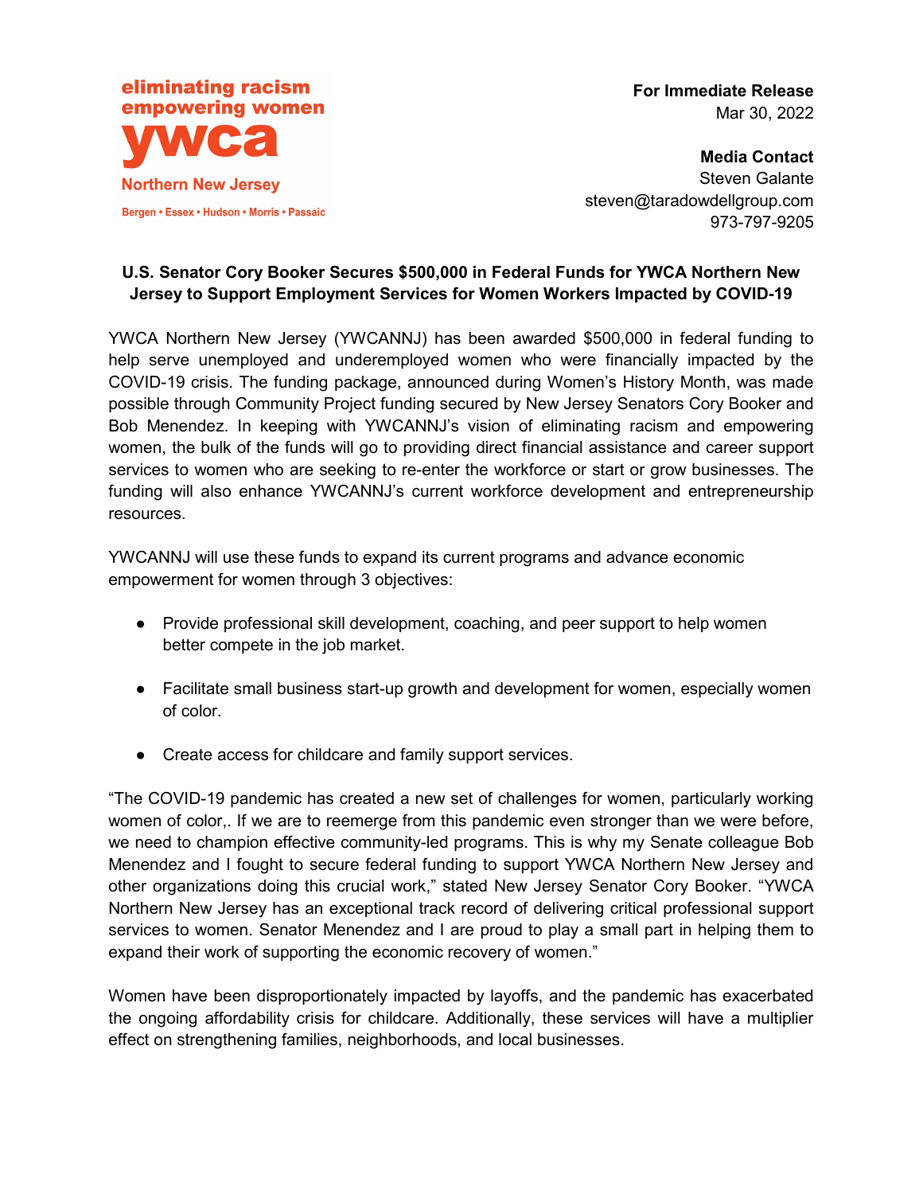eliminating racism
empowering women
**ywca**
Northern New Jersey
Bergen • Essex • Hudson • Morris • Passaic

**For Immediate Release**
Mar 30, 2022

**Media Contact**
Steven Galante
steven@taradowdellgroup.com
973-797-9205

**U.S. Senator Cory Booker Secures $500,000 in Federal Funds for YWCA Northern New Jersey to Support Employment Services for Women Workers Impacted by COVID-19**

YWCA Northern New Jersey (YWCANNJ) has been awarded $500,000 in federal funding to help serve unemployed and underemployed women who were financially impacted by the COVID-19 crisis. The funding package, announced during Women's History Month, was made possible through Community Project funding secured by New Jersey Senators Cory Booker and Bob Menendez. In keeping with YWCANNJ's vision of eliminating racism and empowering women, the bulk of the funds will go to providing direct financial assistance and career support services to women who are seeking to re-enter the workforce or start or grow businesses. The funding will also enhance YWCANNJ's current workforce development and entrepreneurship resources.

YWCANNJ will use these funds to expand its current programs and advance economic empowerment for women through 3 objectives:

- Provide professional skill development, coaching, and peer support to help women better compete in the job market.
- Facilitate small business start-up growth and development for women, especially women of color.
- Create access for childcare and family support services.

"The COVID-19 pandemic has created a new set of challenges for women, particularly working women of color,. If we are to reemerge from this pandemic even stronger than we were before, we need to champion effective community-led programs. This is why my Senate colleague Bob Menendez and I fought to secure federal funding to support YWCA Northern New Jersey and other organizations doing this crucial work," stated New Jersey Senator Cory Booker. "YWCA Northern New Jersey has an exceptional track record of delivering critical professional support services to women. Senator Menendez and I are proud to play a small part in helping them to expand their work of supporting the economic recovery of women."

Women have been disproportionately impacted by layoffs, and the pandemic has exacerbated the ongoing affordability crisis for childcare. Additionally, these services will have a multiplier effect on strengthening families, neighborhoods, and local businesses.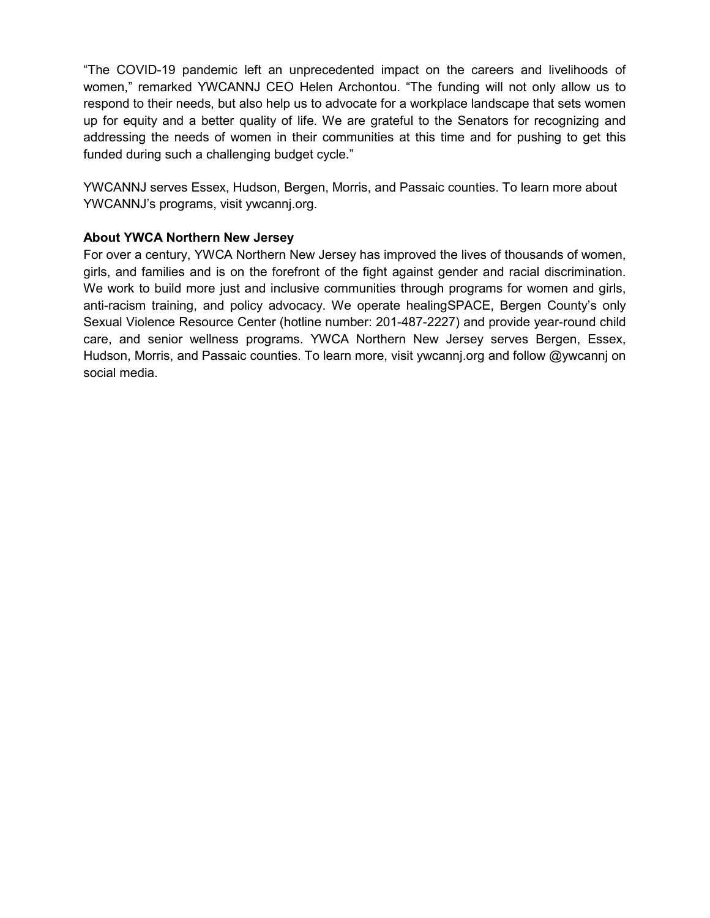"The COVID-19 pandemic left an unprecedented impact on the careers and livelihoods of women," remarked YWCANNJ CEO Helen Archontou. "The funding will not only allow us to respond to their needs, but also help us to advocate for a workplace landscape that sets women up for equity and a better quality of life. We are grateful to the Senators for recognizing and addressing the needs of women in their communities at this time and for pushing to get this funded during such a challenging budget cycle."

YWCANNJ serves Essex, Hudson, Bergen, Morris, and Passaic counties. To learn more about YWCANNJ's programs, visit ywcannj.org.

**About YWCA Northern New Jersey**

For over a century, YWCA Northern New Jersey has improved the lives of thousands of women, girls, and families and is on the forefront of the fight against gender and racial discrimination. We work to build more just and inclusive communities through programs for women and girls, anti-racism training, and policy advocacy. We operate healingSPACE, Bergen County's only Sexual Violence Resource Center (hotline number: 201-487-2227) and provide year-round child care, and senior wellness programs. YWCA Northern New Jersey serves Bergen, Essex, Hudson, Morris, and Passaic counties. To learn more, visit ywcannj.org and follow @ywcannj on social media.